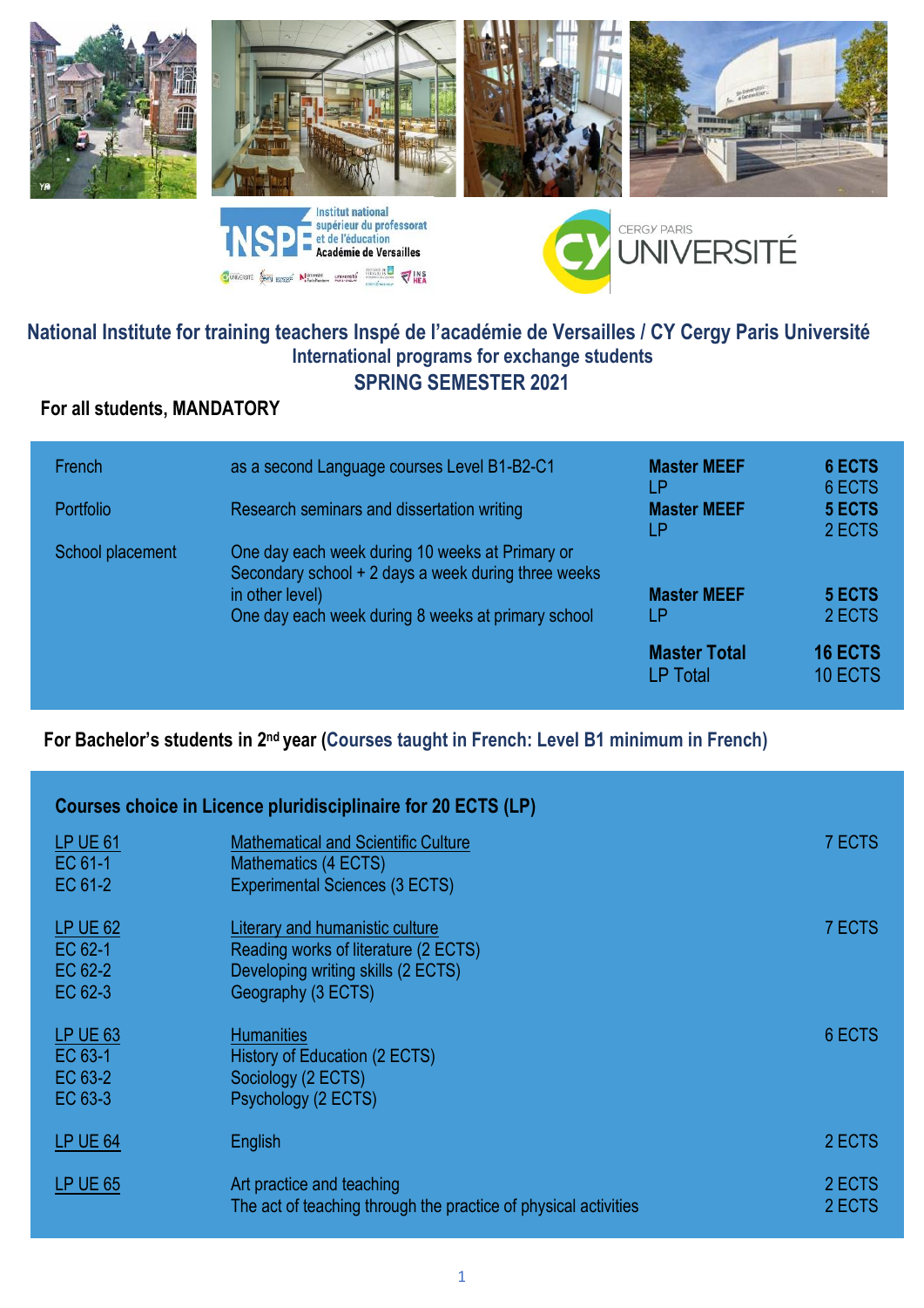# National Institute for training teachers Inspé de l'académie de Versailles / CY Cergy Paris Université

## International programs for exchange students

## SPRING SEMESTER 2021

**For all students, MANDATORY**

| | | | |
|---|---|---|---|
| French | as a second Language courses Level B1-B2-C1 | **Master MEEF**<br>LP | **6 ECTS**<br>6 ECTS |
| Portfolio | Research seminars and dissertation writing | **Master MEEF**<br>LP | **5 ECTS**<br>2 ECTS |
| School placement | One day each week during 10 weeks at Primary or Secondary school + 2 days a week during three weeks in other level)<br>One day each week during 8 weeks at primary school | **Master MEEF**<br>LP | **5 ECTS**<br>2 ECTS |
| | | **Master Total**<br>LP Total | **16 ECTS**<br>10 ECTS |

**For Bachelor's students in 2nd year (Courses taught in French: Level B1 minimum in French)**

| Courses choice in Licence pluridisciplinaire for 20 ECTS (LP) | | |
|---|---|---|
| LP UE 61<br>EC 61-1<br>EC 61-2 | Mathematical and Scientific Culture<br>Mathematics (4 ECTS)<br>Experimental Sciences (3 ECTS) | 7 ECTS |
| LP UE 62<br>EC 62-1<br>EC 62-2<br>EC 62-3 | Literary and humanistic culture<br>Reading works of literature (2 ECTS)<br>Developing writing skills (2 ECTS)<br>Geography (3 ECTS) | 7 ECTS |
| LP UE 63<br>EC 63-1<br>EC 63-2<br>EC 63-3 | Humanities<br>History of Education (2 ECTS)<br>Sociology (2 ECTS)<br>Psychology (2 ECTS) | 6 ECTS |
| LP UE 64 | English | 2 ECTS |
| LP UE 65 | Art practice and teaching<br>The act of teaching through the practice of physical activities | 2 ECTS<br>2 ECTS |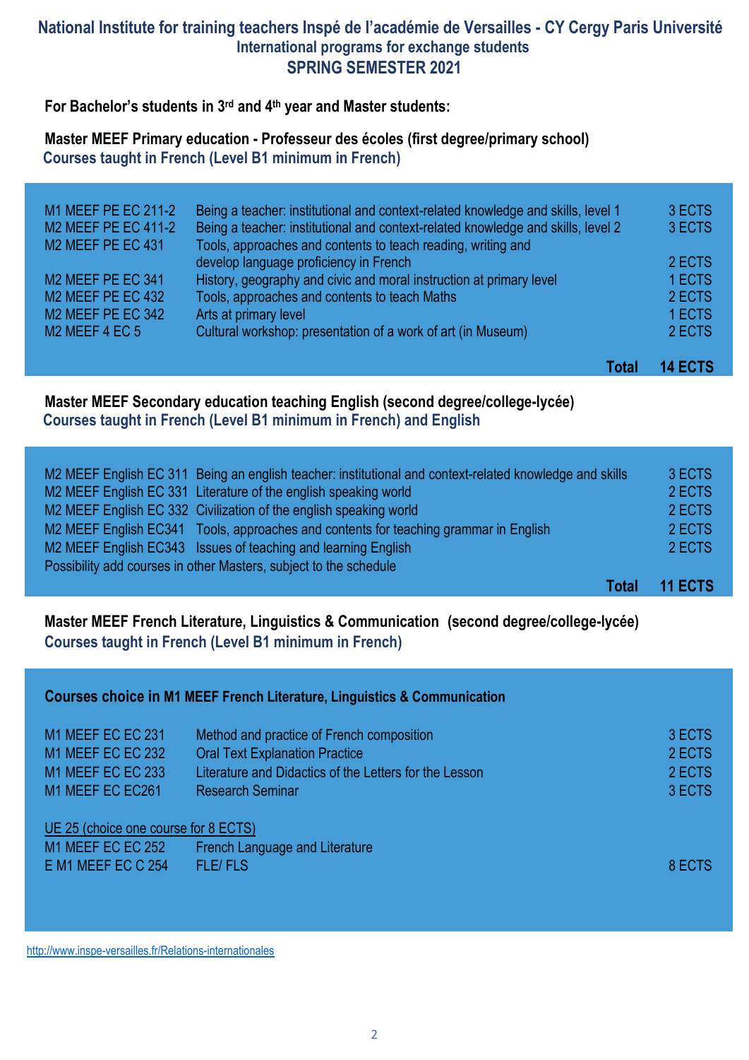# National Institute for training teachers Inspé de l'académie de Versailles - CY Cergy Paris Université

## International programs for exchange students

## SPRING SEMESTER 2021

**For Bachelor's students in 3rd and 4th year and Master students:**

### Master MEEF Primary education - Professeur des écoles (first degree/primary school)

**Courses taught in French (Level B1 minimum in French)**

| | | |
|---|---|---|
| M1 MEEF PE EC 211-2 | Being a teacher: institutional and context-related knowledge and skills, level 1 | 3 ECTS |
| M2 MEEF PE EC 411-2 | Being a teacher: institutional and context-related knowledge and skills, level 2 | 3 ECTS |
| M2 MEEF PE EC 431 | Tools, approaches and contents to teach reading, writing and develop language proficiency in French | 2 ECTS |
| M2 MEEF PE EC 341 | History, geography and civic and moral instruction at primary level | 1 ECTS |
| M2 MEEF PE EC 432 | Tools, approaches and contents to teach Maths | 2 ECTS |
| M2 MEEF PE EC 342 | Arts at primary level | 1 ECTS |
| M2 MEEF 4 EC 5 | Cultural workshop: presentation of a work of art (in Museum) | 2 ECTS |
| | **Total** | **14 ECTS** |

### Master MEEF Secondary education teaching English (second degree/college-lycée)

**Courses taught in French (Level B1 minimum in French) and English**

| | | |
|---|---|---|
| M2 MEEF English EC 311 | Being an english teacher: institutional and context-related knowledge and skills | 3 ECTS |
| M2 MEEF English EC 331 | Literature of the english speaking world | 2 ECTS |
| M2 MEEF English EC 332 | Civilization of the english speaking world | 2 ECTS |
| M2 MEEF English EC341 | Tools, approaches and contents for teaching grammar in English | 2 ECTS |
| M2 MEEF English EC343 | Issues of teaching and learning English | 2 ECTS |
| Possibility add courses in other Masters, subject to the schedule | | |
| | **Total** | **11 ECTS** |

### Master MEEF French Literature, Linguistics & Communication (second degree/college-lycée)

**Courses taught in French (Level B1 minimum in French)**

**Courses choice in M1 MEEF French Literature, Linguistics & Communication**

| | | |
|---|---|---|
| M1 MEEF EC EC 231 | Method and practice of French composition | 3 ECTS |
| M1 MEEF EC EC 232 | Oral Text Explanation Practice | 2 ECTS |
| M1 MEEF EC EC 233 | Literature and Didactics of the Letters for the Lesson | 2 ECTS |
| M1 MEEF EC EC261 | Research Seminar | 3 ECTS |

UE 25 (choice one course for 8 ECTS)

| | | |
|---|---|---|
| M1 MEEF EC EC 252 | French Language and Literature | |
| E M1 MEEF EC C 254 | FLE/ FLS | 8 ECTS |

http://www.inspe-versailles.fr/Relations-internationales